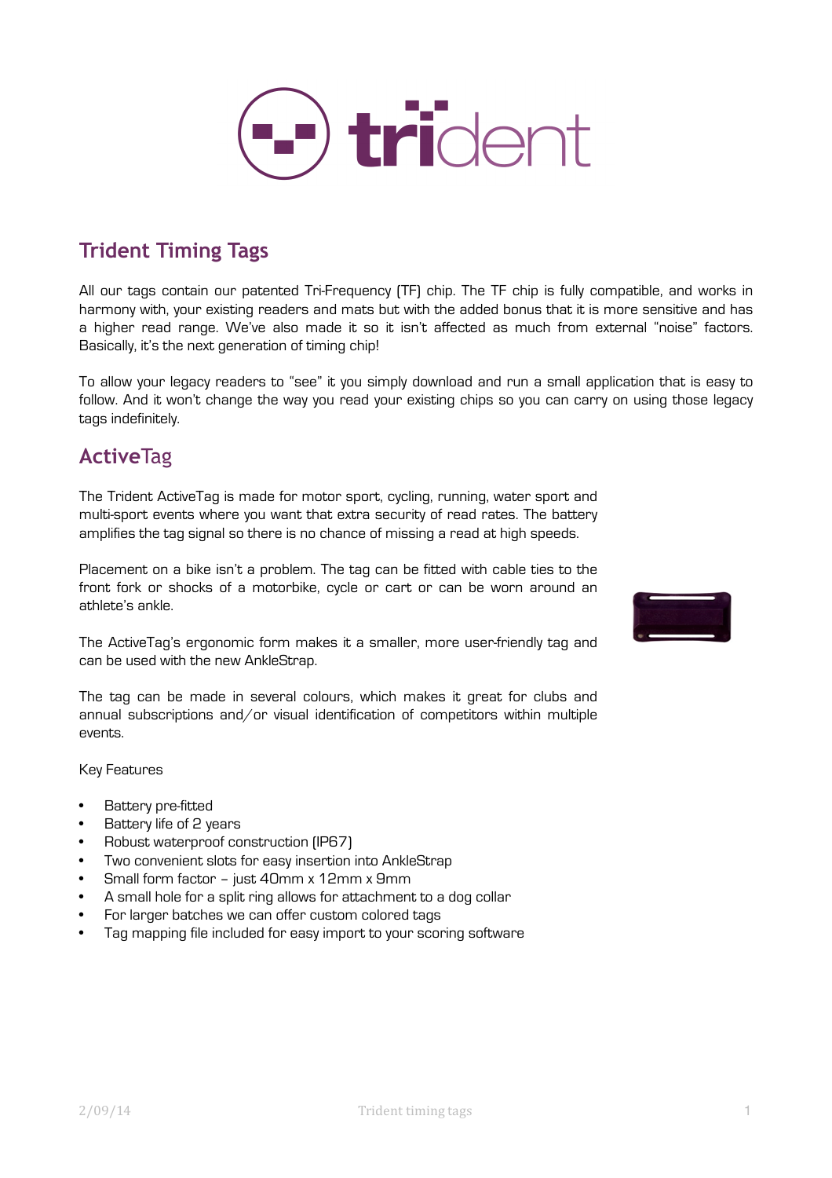# Trident Timing Tags

All our tags contain our patented Tri-Frequency (TF) chip. The TF chip is fully compatible, and works in harmony with, your existing readers and mats but with the added bonus that it is more sensitive and has a higher read range. We've also made it so it isn't affected as much from external "noise" factors. Basically, it's the next generation of timing chip!

To allow your legacy readers to "see" it you simply download and run a small application that is easy to follow. And it won't change the way you read your existing chips so you can carry on using those legacy tags indefinitely.

## ActiveTag

The Trident ActiveTag is made for motor sport, cycling, running, water sport and multi-sport events where you want that extra security of read rates. The battery amplifies the tag signal so there is no chance of missing a read at high speeds.

Placement on a bike isn't a problem. The tag can be fitted with cable ties to the front fork or shocks of a motorbike, cycle or cart or can be worn around an athlete's ankle.

The ActiveTag's ergonomic form makes it a smaller, more user-friendly tag and can be used with the new AnkleStrap.

The tag can be made in several colours, which makes it great for clubs and annual subscriptions and/or visual identification of competitors within multiple events.

Key Features

- Battery pre-fitted
- Battery life of 2 years
- Robust waterproof construction (IP67)
- Two convenient slots for easy insertion into AnkleStrap
- Small form factor – just 40mm x 12mm x 9mm
- A small hole for a split ring allows for attachment to a dog collar
- For larger batches we can offer custom colored tags
- Tag mapping file included for easy import to your scoring software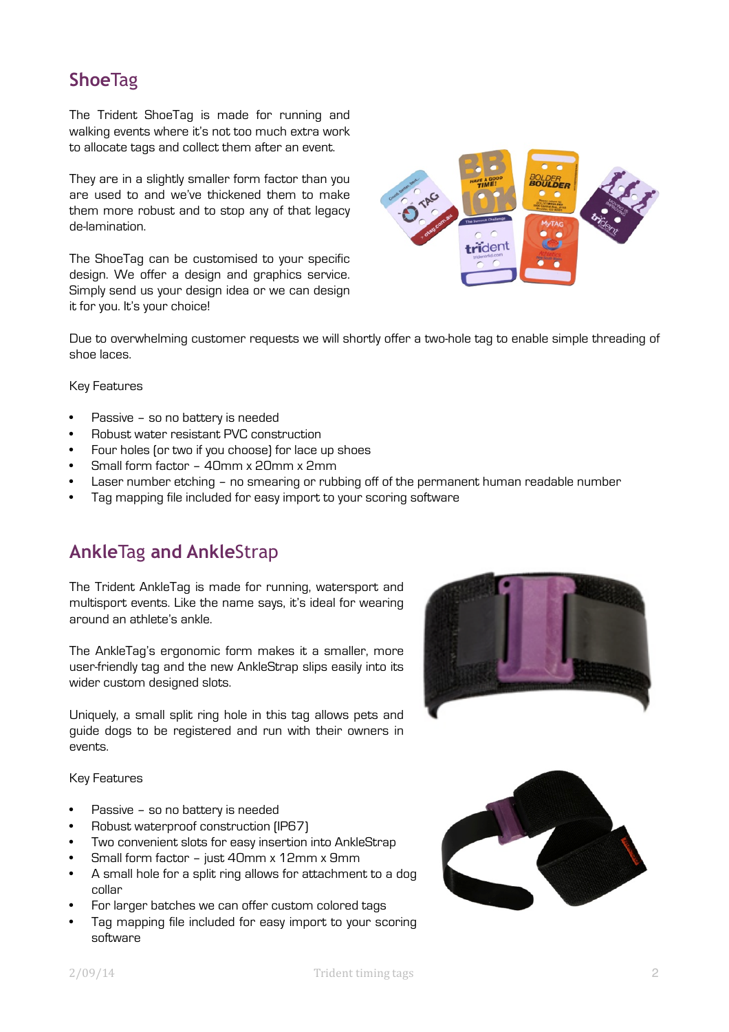## ShoeTag

The Trident ShoeTag is made for running and walking events where it's not too much extra work to allocate tags and collect them after an event.

They are in a slightly smaller form factor than you are used to and we've thickened them to make them more robust and to stop any of that legacy de-lamination.

The ShoeTag can be customised to your specific design. We offer a design and graphics service. Simply send us your design idea or we can design it for you. It's your choice!

Due to overwhelming customer requests we will shortly offer a two-hole tag to enable simple threading of shoe laces.

Key Features

- Passive – so no battery is needed
- Robust water resistant PVC construction
- Four holes (or two if you choose) for lace up shoes
- Small form factor – 40mm x 20mm x 2mm
- Laser number etching – no smearing or rubbing off of the permanent human readable number
- Tag mapping file included for easy import to your scoring software

## AnkleTag and AnkleStrap

The Trident AnkleTag is made for running, watersport and multisport events. Like the name says, it's ideal for wearing around an athlete's ankle.

The AnkleTag's ergonomic form makes it a smaller, more user-friendly tag and the new AnkleStrap slips easily into its wider custom designed slots.

Uniquely, a small split ring hole in this tag allows pets and guide dogs to be registered and run with their owners in events.

Key Features

- Passive – so no battery is needed
- Robust waterproof construction (IP67)
- Two convenient slots for easy insertion into AnkleStrap
- Small form factor – just 40mm x 12mm x 9mm
- A small hole for a split ring allows for attachment to a dog collar
- For larger batches we can offer custom colored tags
- Tag mapping file included for easy import to your scoring software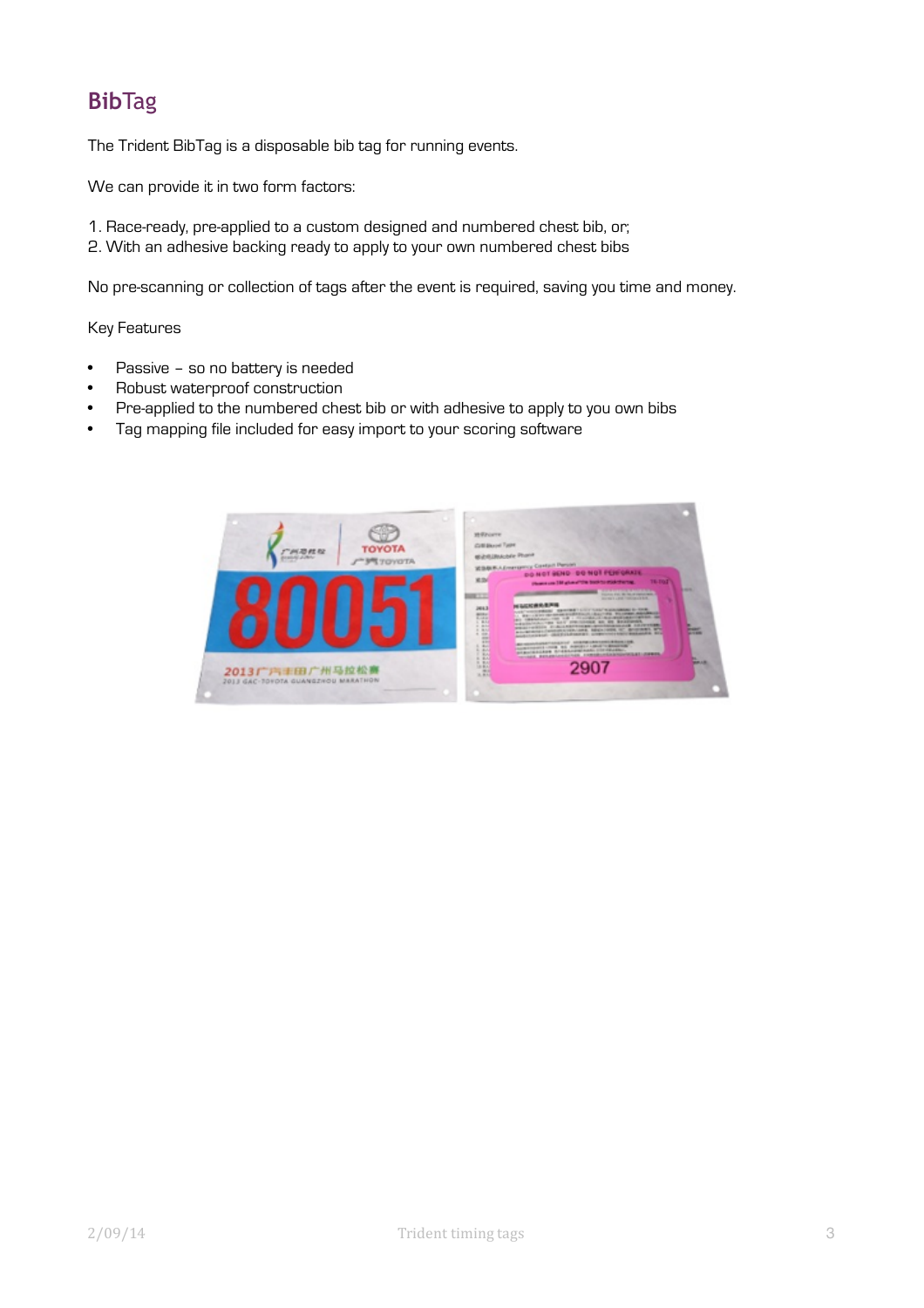# BibTag

The Trident BibTag is a disposable bib tag for running events.

We can provide it in two form factors:

1. Race-ready, pre-applied to a custom designed and numbered chest bib, or;
2. With an adhesive backing ready to apply to your own numbered chest bibs

No pre-scanning or collection of tags after the event is required, saving you time and money.

Key Features

- Passive – so no battery is needed
- Robust waterproof construction
- Pre-applied to the numbered chest bib or with adhesive to apply to you own bibs
- Tag mapping file included for easy import to your scoring software